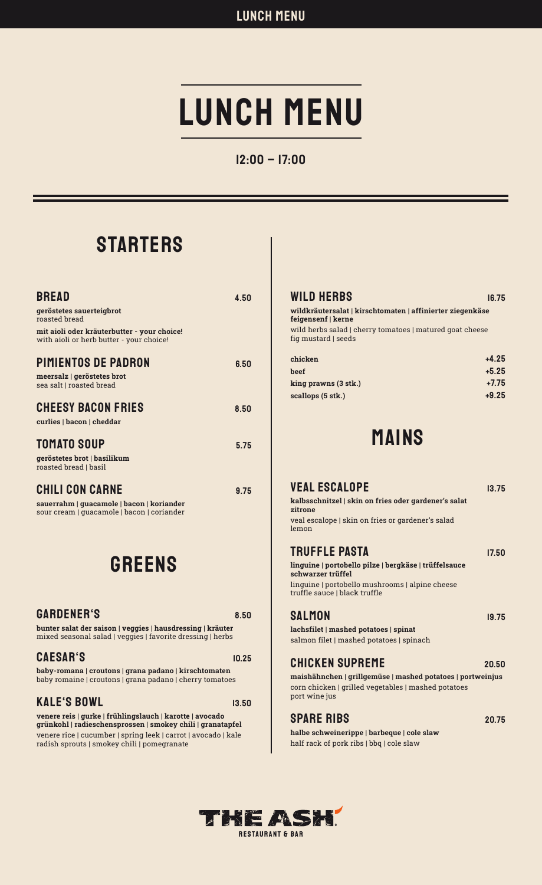# LUNCH MENU

**12:00 – 17:00**

## STARTERS

### BREAD — 4.50

**geröstetes sauerteigbrot**
roasted bread

**mit aioli oder kräuterbutter - your choice!**
with aioli or herb butter - your choice!

### PIMIENTOS DE PADRON — 6.50

**meersalz | geröstetes brot**
sea salt | roasted bread

### CHEESY BACON FRIES — 8.50

**curlies | bacon | cheddar**

### TOMATO SOUP — 5.75

**geröstetes brot | basilikum**
roasted bread | basil

### CHILI CON CARNE — 9.75

**sauerrahm | guacamole | bacon | koriander**
sour cream | guacamole | bacon | coriander

## GREENS

### GARDENER'S — 8.50

**bunter salat der saison | veggies | hausdressing | kräuter**
mixed seasonal salad | veggies | favorite dressing | herbs

### CAESAR'S — 10.25

**baby-romana | croutons | grana padano | kirschtomaten**
baby romaine | croutons | grana padano | cherry tomatoes

### KALE'S BOWL — 13.50

**venere reis | gurke | frühlingslauch | karotte | avocado grünkohl | radieschensprossen | smokey chili | granatapfel**
venere rice | cucumber | spring leek | carrot | avocado | kale radish sprouts | smokey chili | pomegranate

### WILD HERBS — 16.75

**wildkräutersalat | kirschtomaten | affinierter ziegenkäse feigensenf | kerne**
wild herbs salad | cherry tomatoes | matured goat cheese fig mustard | seeds

| | |
|---|---|
| **chicken** | **+4.25** |
| **beef** | **+5.25** |
| **king prawns (3 stk.)** | **+7.75** |
| **scallops (5 stk.)** | **+9.25** |

## MAINS

### VEAL ESCALOPE — 13.75

**kalbsschnitzel | skin on fries oder gardener's salat zitrone**
veal escalope | skin on fries or gardener's salad lemon

### TRUFFLE PASTA — 17.50

**linguine | portobello pilze | bergkäse | trüffelsauce schwarzer trüffel**
linguine | portobello mushrooms | alpine cheese truffle sauce | black truffle

### SALMON — 19.75

**lachsfilet | mashed potatoes | spinat**
salmon filet | mashed potatoes | spinach

### CHICKEN SUPREME — 20.50

**maishähnchen | grillgemüse | mashed potatoes | portweinjus**
corn chicken | grilled vegetables | mashed potatoes port wine jus

### SPARE RIBS — 20.75

**halbe schweinerippe | barbeque | cole slaw**
half rack of pork ribs | bbq | cole slaw

THE ASH
RESTAURANT & BAR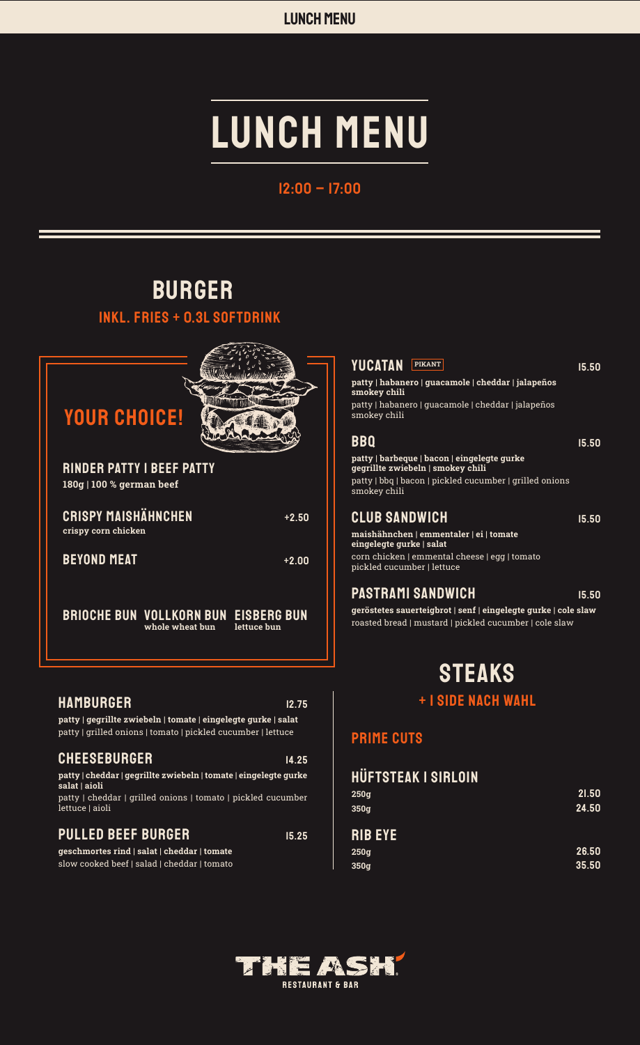# LUNCH MENU

**12:00 – 17:00**

## BURGER

**INKL. FRIES + 0.3L SOFTDRINK**

### YOUR CHOICE!

**RINDER PATTY I BEEF PATTY**
180g | 100 % german beef

**CRISPY MAISHÄHNCHEN** +2.50
crispy corn chicken

**BEYOND MEAT** +2.00

**BRIOCHE BUN** | **VOLLKORN BUN** (whole wheat bun) | **EISBERG BUN** (lettuce bun)

### HAMBURGER 12.75

**patty | gegrillte zwiebeln | tomate | eingelegte gurke | salat**
patty | grilled onions | tomato | pickled cucumber | lettuce

### CHEESEBURGER 14.25

**patty | cheddar | gegrillte zwiebeln | tomate | eingelegte gurke salat | aioli**
patty | cheddar | grilled onions | tomato | pickled cucumber lettuce | aioli

### PULLED BEEF BURGER 15.25

**geschmortes rind | salat | cheddar | tomate**
slow cooked beef | salad | cheddar | tomato

### YUCATAN PIKANT 15.50

**patty | habanero | guacamole | cheddar | jalapeños smokey chili**
patty | habanero | guacamole | cheddar | jalapeños smokey chili

### BBQ 15.50

**patty | barbeque | bacon | eingelegte gurke gegrillte zwiebeln | smokey chili**
patty | bbq | bacon | pickled cucumber | grilled onions smokey chili

### CLUB SANDWICH 15.50

**maishähnchen | emmentaler | ei | tomate eingelegte gurke | salat**
corn chicken | emmental cheese | egg | tomato pickled cucumber | lettuce

### PASTRAMI SANDWICH 15.50

**geröstetes sauerteigbrot | senf | eingelegte gurke | cole slaw**
roasted bread | mustard | pickled cucumber | cole slaw

## STEAKS

**+ 1 SIDE NACH WAHL**

### PRIME CUTS

**HÜFTSTEAK I SIRLOIN**

| | |
|---|---|
| 250g | 21.50 |
| 350g | 24.50 |

**RIB EYE**

| | |
|---|---|
| 250g | 26.50 |
| 350g | 35.50 |

THE ASH
RESTAURANT & BAR